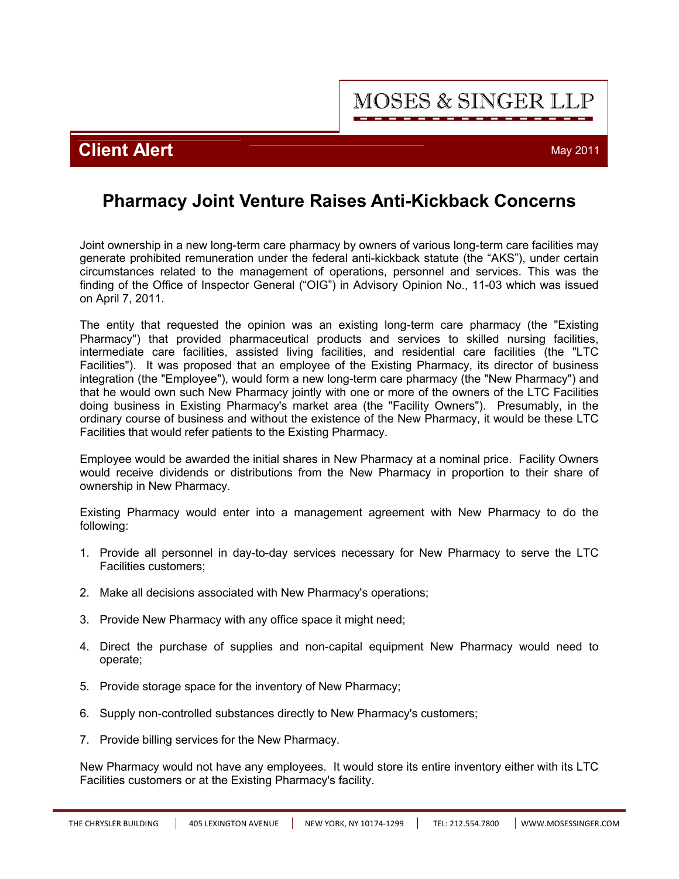MOSES & SINGER LLP

**Client Alert** May 2011

# Pharmacy Joint Venture Raises Anti-Kickback Concerns

Joint ownership in a new long-term care pharmacy by owners of various long-term care facilities may generate prohibited remuneration under the federal anti-kickback statute (the "AKS"), under certain circumstances related to the management of operations, personnel and services. This was the finding of the Office of Inspector General ("OIG") in Advisory Opinion No., 11-03 which was issued on April 7, 2011.

The entity that requested the opinion was an existing long-term care pharmacy (the "Existing Pharmacy") that provided pharmaceutical products and services to skilled nursing facilities, intermediate care facilities, assisted living facilities, and residential care facilities (the "LTC Facilities"). It was proposed that an employee of the Existing Pharmacy, its director of business integration (the "Employee"), would form a new long-term care pharmacy (the "New Pharmacy") and that he would own such New Pharmacy jointly with one or more of the owners of the LTC Facilities doing business in Existing Pharmacy's market area (the "Facility Owners"). Presumably, in the ordinary course of business and without the existence of the New Pharmacy, it would be these LTC Facilities that would refer patients to the Existing Pharmacy.

Employee would be awarded the initial shares in New Pharmacy at a nominal price. Facility Owners would receive dividends or distributions from the New Pharmacy in proportion to their share of ownership in New Pharmacy.

Existing Pharmacy would enter into a management agreement with New Pharmacy to do the following:

1. Provide all personnel in day-to-day services necessary for New Pharmacy to serve the LTC Facilities customers;

2. Make all decisions associated with New Pharmacy's operations;

3. Provide New Pharmacy with any office space it might need;

4. Direct the purchase of supplies and non-capital equipment New Pharmacy would need to operate;

5. Provide storage space for the inventory of New Pharmacy;

6. Supply non-controlled substances directly to New Pharmacy's customers;

7. Provide billing services for the New Pharmacy.

New Pharmacy would not have any employees. It would store its entire inventory either with its LTC Facilities customers or at the Existing Pharmacy's facility.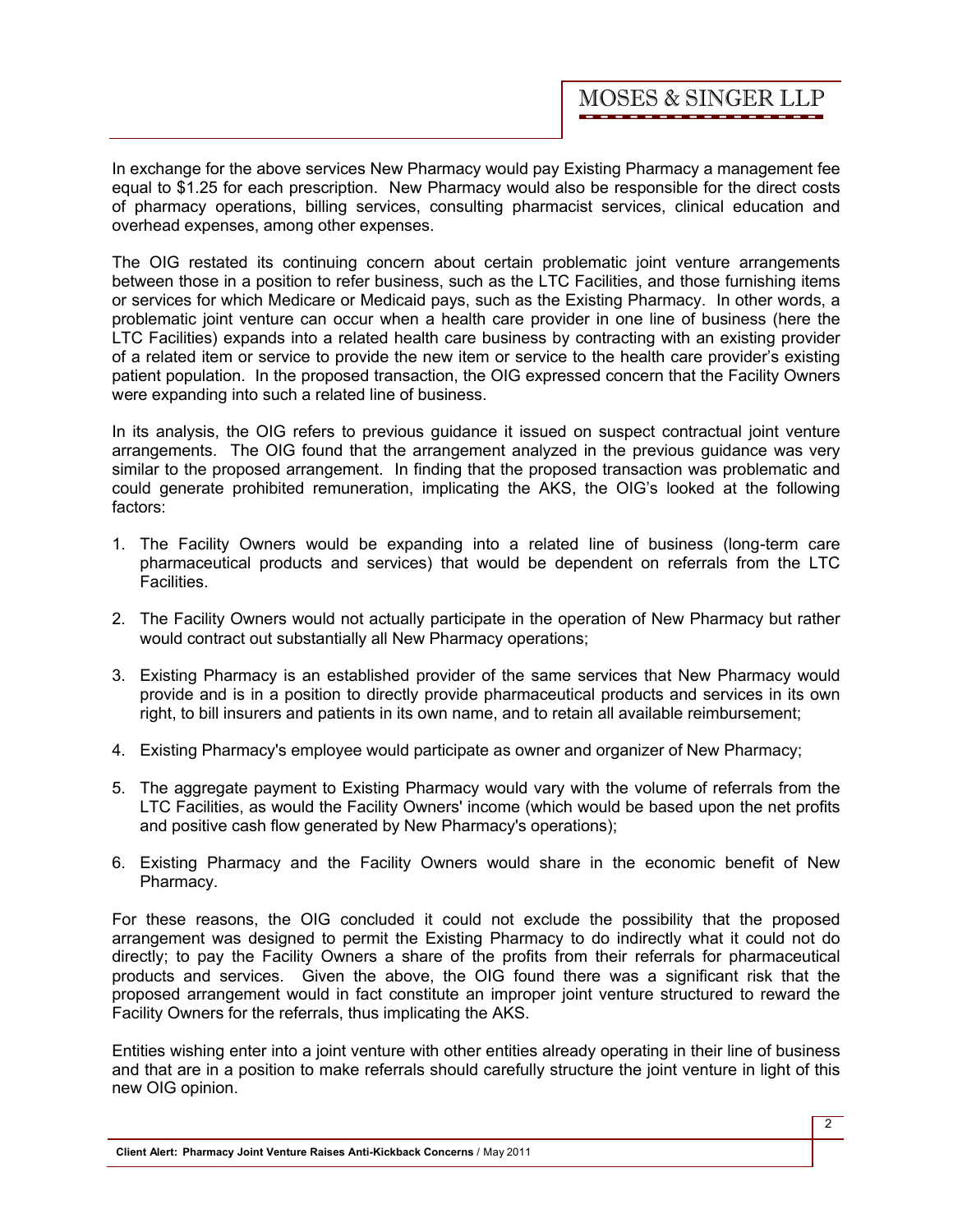In exchange for the above services New Pharmacy would pay Existing Pharmacy a management fee equal to $1.25 for each prescription. New Pharmacy would also be responsible for the direct costs of pharmacy operations, billing services, consulting pharmacist services, clinical education and overhead expenses, among other expenses.

The OIG restated its continuing concern about certain problematic joint venture arrangements between those in a position to refer business, such as the LTC Facilities, and those furnishing items or services for which Medicare or Medicaid pays, such as the Existing Pharmacy. In other words, a problematic joint venture can occur when a health care provider in one line of business (here the LTC Facilities) expands into a related health care business by contracting with an existing provider of a related item or service to provide the new item or service to the health care provider's existing patient population. In the proposed transaction, the OIG expressed concern that the Facility Owners were expanding into such a related line of business.

In its analysis, the OIG refers to previous guidance it issued on suspect contractual joint venture arrangements. The OIG found that the arrangement analyzed in the previous guidance was very similar to the proposed arrangement. In finding that the proposed transaction was problematic and could generate prohibited remuneration, implicating the AKS, the OIG's looked at the following factors:

1. The Facility Owners would be expanding into a related line of business (long-term care pharmaceutical products and services) that would be dependent on referrals from the LTC Facilities.

2. The Facility Owners would not actually participate in the operation of New Pharmacy but rather would contract out substantially all New Pharmacy operations;

3. Existing Pharmacy is an established provider of the same services that New Pharmacy would provide and is in a position to directly provide pharmaceutical products and services in its own right, to bill insurers and patients in its own name, and to retain all available reimbursement;

4. Existing Pharmacy's employee would participate as owner and organizer of New Pharmacy;

5. The aggregate payment to Existing Pharmacy would vary with the volume of referrals from the LTC Facilities, as would the Facility Owners' income (which would be based upon the net profits and positive cash flow generated by New Pharmacy's operations);

6. Existing Pharmacy and the Facility Owners would share in the economic benefit of New Pharmacy.

For these reasons, the OIG concluded it could not exclude the possibility that the proposed arrangement was designed to permit the Existing Pharmacy to do indirectly what it could not do directly; to pay the Facility Owners a share of the profits from their referrals for pharmaceutical products and services. Given the above, the OIG found there was a significant risk that the proposed arrangement would in fact constitute an improper joint venture structured to reward the Facility Owners for the referrals, thus implicating the AKS.

Entities wishing enter into a joint venture with other entities already operating in their line of business and that are in a position to make referrals should carefully structure the joint venture in light of this new OIG opinion.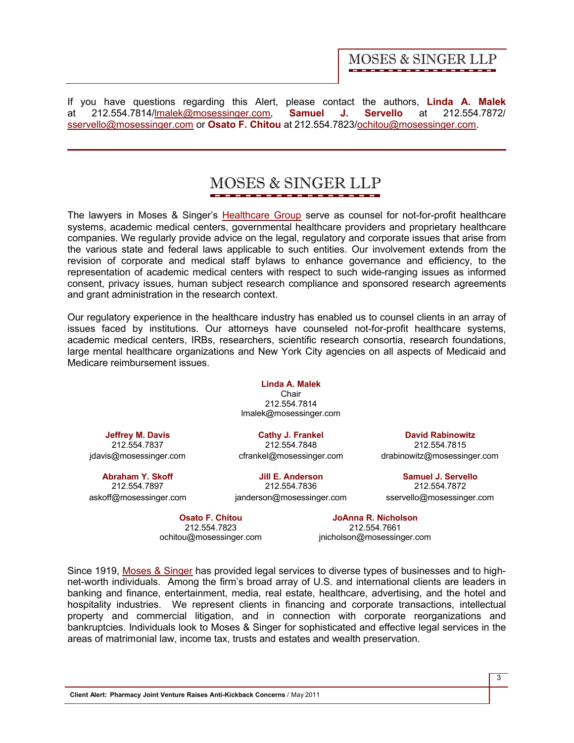If you have questions regarding this Alert, please contact the authors, **Linda A. Malek** at 212.554.7814/lmalek@mosessinger.com, **Samuel J. Servello** at 212.554.7872/ sservello@mosessinger.com or **Osato F. Chitou** at 212.554.7823/ochitou@mosessinger.com.

---

## MOSES & SINGER LLP

The lawyers in Moses & Singer's Healthcare Group serve as counsel for not-for-profit healthcare systems, academic medical centers, governmental healthcare providers and proprietary healthcare companies. We regularly provide advice on the legal, regulatory and corporate issues that arise from the various state and federal laws applicable to such entities. Our involvement extends from the revision of corporate and medical staff bylaws to enhance governance and efficiency, to the representation of academic medical centers with respect to such wide-ranging issues as informed consent, privacy issues, human subject research compliance and sponsored research agreements and grant administration in the research context.

Our regulatory experience in the healthcare industry has enabled us to counsel clients in an array of issues faced by institutions. Our attorneys have counseled not-for-profit healthcare systems, academic medical centers, IRBs, researchers, scientific research consortia, research foundations, large mental healthcare organizations and New York City agencies on all aspects of Medicaid and Medicare reimbursement issues.

**Linda A. Malek**
Chair
212.554.7814
lmalek@mosessinger.com

**Jeffrey M. Davis**
212.554.7837
jdavis@mosessinger.com

**Cathy J. Frankel**
212.554.7848
cfrankel@mosessinger.com

**David Rabinowitz**
212.554.7815
drabinowitz@mosessinger.com

**Abraham Y. Skoff**
212.554.7897
askoff@mosessinger.com

**Jill E. Anderson**
212.554.7836
janderson@mosessinger.com

**Samuel J. Servello**
212.554.7872
sservello@mosessinger.com

**Osato F. Chitou**
212.554.7823
ochitou@mosessinger.com

**JoAnna R. Nicholson**
212.554.7661
jnicholson@mosessinger.com

Since 1919, Moses & Singer has provided legal services to diverse types of businesses and to high-net-worth individuals. Among the firm's broad array of U.S. and international clients are leaders in banking and finance, entertainment, media, real estate, healthcare, advertising, and the hotel and hospitality industries. We represent clients in financing and corporate transactions, intellectual property and commercial litigation, and in connection with corporate reorganizations and bankruptcies. Individuals look to Moses & Singer for sophisticated and effective legal services in the areas of matrimonial law, income tax, trusts and estates and wealth preservation.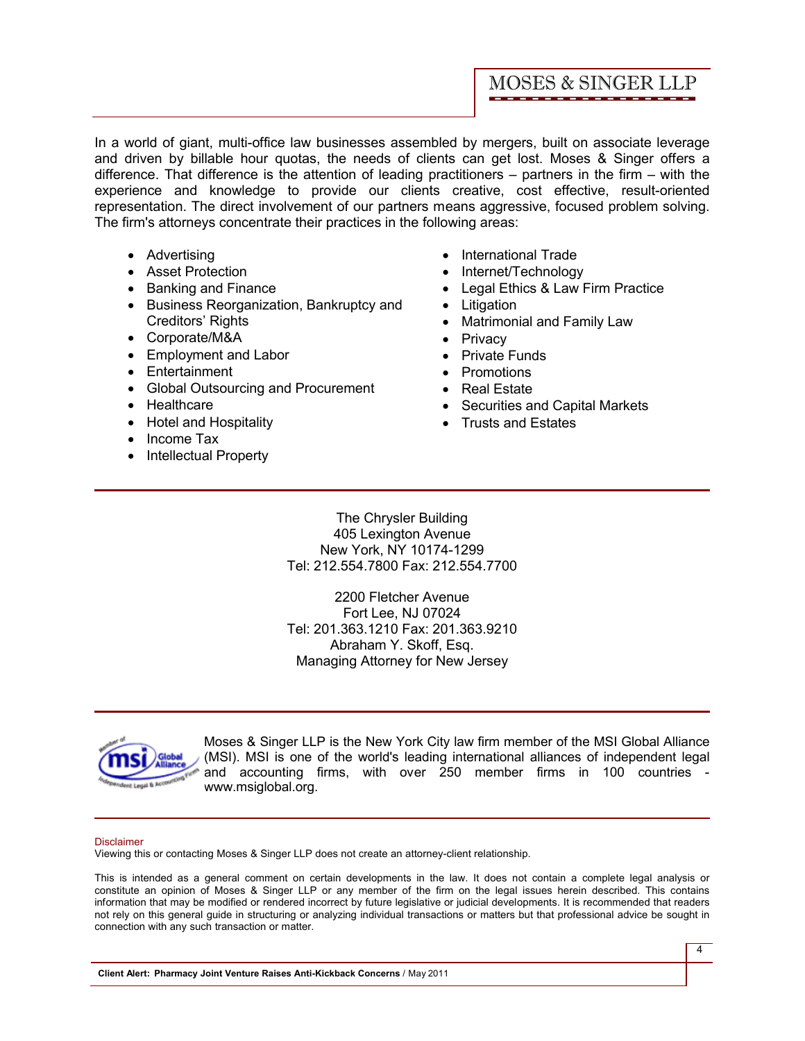In a world of giant, multi-office law businesses assembled by mergers, built on associate leverage and driven by billable hour quotas, the needs of clients can get lost. Moses & Singer offers a difference. That difference is the attention of leading practitioners – partners in the firm – with the experience and knowledge to provide our clients creative, cost effective, result-oriented representation. The direct involvement of our partners means aggressive, focused problem solving. The firm's attorneys concentrate their practices in the following areas:

- Advertising
- Asset Protection
- Banking and Finance
- Business Reorganization, Bankruptcy and Creditors' Rights
- Corporate/M&A
- Employment and Labor
- Entertainment
- Global Outsourcing and Procurement
- Healthcare
- Hotel and Hospitality
- Income Tax
- Intellectual Property
- International Trade
- Internet/Technology
- Legal Ethics & Law Firm Practice
- Litigation
- Matrimonial and Family Law
- Privacy
- Private Funds
- Promotions
- Real Estate
- Securities and Capital Markets
- Trusts and Estates

The Chrysler Building
405 Lexington Avenue
New York, NY 10174-1299
Tel: 212.554.7800 Fax: 212.554.7700

2200 Fletcher Avenue
Fort Lee, NJ 07024
Tel: 201.363.1210 Fax: 201.363.9210
Abraham Y. Skoff, Esq.
Managing Attorney for New Jersey

Moses & Singer LLP is the New York City law firm member of the MSI Global Alliance (MSI). MSI is one of the world's leading international alliances of independent legal and accounting firms, with over 250 member firms in 100 countries - www.msiglobal.org.

Disclaimer
Viewing this or contacting Moses & Singer LLP does not create an attorney-client relationship.

This is intended as a general comment on certain developments in the law. It does not contain a complete legal analysis or constitute an opinion of Moses & Singer LLP or any member of the firm on the legal issues herein described. This contains information that may be modified or rendered incorrect by future legislative or judicial developments. It is recommended that readers not rely on this general guide in structuring or analyzing individual transactions or matters but that professional advice be sought in connection with any such transaction or matter.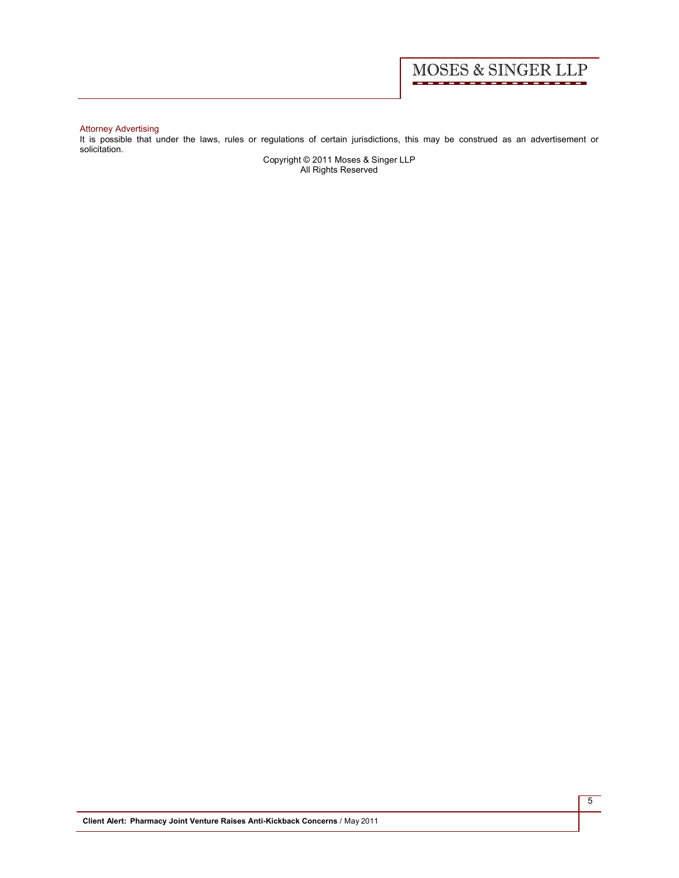Attorney Advertising

It is possible that under the laws, rules or regulations of certain jurisdictions, this may be construed as an advertisement or solicitation.

Copyright © 2011 Moses & Singer LLP
All Rights Reserved